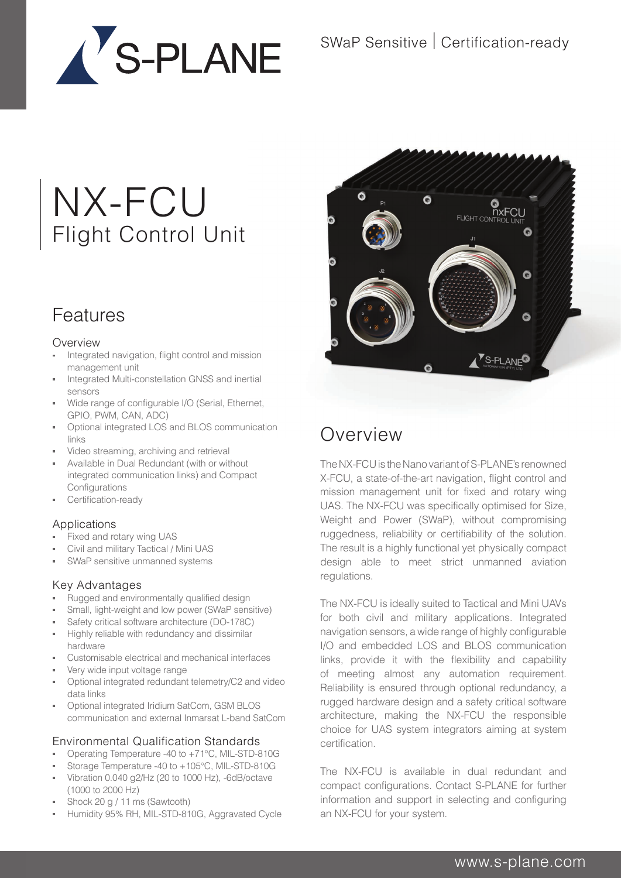S-PLANE

SWaP Sensitive | Certification-ready

# NX-FCU
## Flight Control Unit

## Features

### Overview

- Integrated navigation, flight control and mission management unit
- Integrated Multi-constellation GNSS and inertial sensors
- Wide range of configurable I/O (Serial, Ethernet, GPIO, PWM, CAN, ADC)
- Optional integrated LOS and BLOS communication links
- Video streaming, archiving and retrieval
- Available in Dual Redundant (with or without integrated communication links) and Compact Configurations
- Certification-ready

### Applications

- Fixed and rotary wing UAS
- Civil and military Tactical / Mini UAS
- SWaP sensitive unmanned systems

### Key Advantages

- Rugged and environmentally qualified design
- Small, light-weight and low power (SWaP sensitive)
- Safety critical software architecture (DO-178C)
- Highly reliable with redundancy and dissimilar hardware
- Customisable electrical and mechanical interfaces
- Very wide input voltage range
- Optional integrated redundant telemetry/C2 and video data links
- Optional integrated Iridium SatCom, GSM BLOS communication and external Inmarsat L-band SatCom

### Environmental Qualification Standards

- Operating Temperature -40 to +71°C, MIL-STD-810G
- Storage Temperature -40 to +105°C, MIL-STD-810G
- Vibration 0.040 g2/Hz (20 to 1000 Hz), -6dB/octave (1000 to 2000 Hz)
- Shock 20 g / 11 ms (Sawtooth)
- Humidity 95% RH, MIL-STD-810G, Aggravated Cycle

## Overview

The NX-FCU is the Nano variant of S-PLANE's renowned X-FCU, a state-of-the-art navigation, flight control and mission management unit for fixed and rotary wing UAS. The NX-FCU was specifically optimised for Size, Weight and Power (SWaP), without compromising ruggedness, reliability or certifiability of the solution. The result is a highly functional yet physically compact design able to meet strict unmanned aviation regulations.

The NX-FCU is ideally suited to Tactical and Mini UAVs for both civil and military applications. Integrated navigation sensors, a wide range of highly configurable I/O and embedded LOS and BLOS communication links, provide it with the flexibility and capability of meeting almost any automation requirement. Reliability is ensured through optional redundancy, a rugged hardware design and a safety critical software architecture, making the NX-FCU the responsible choice for UAS system integrators aiming at system certification.

The NX-FCU is available in dual redundant and compact configurations. Contact S-PLANE for further information and support in selecting and configuring an NX-FCU for your system.

www.s-plane.com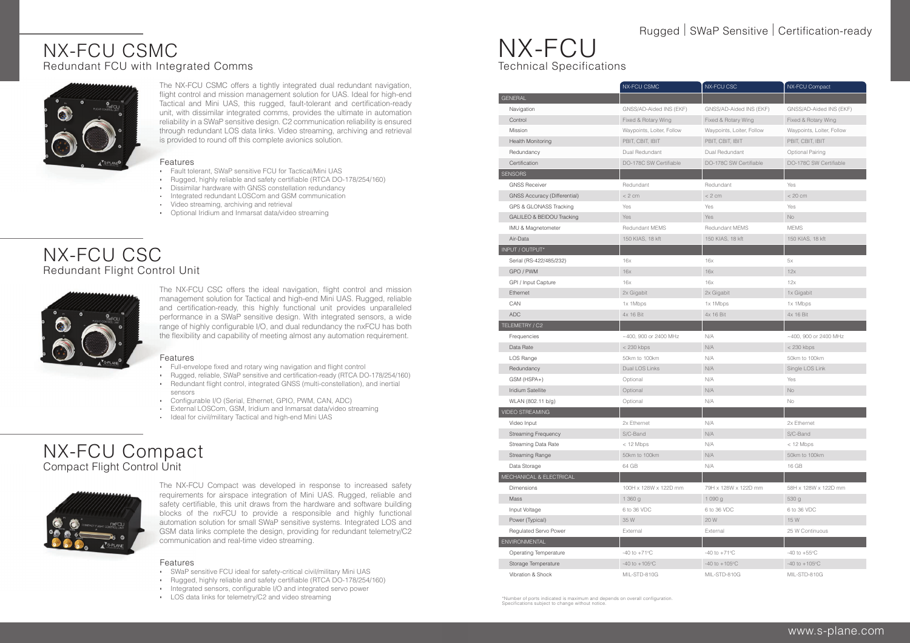# NX-FCU CSMC

## Redundant FCU with Integrated Comms

The NX-FCU CSMC offers a tightly integrated dual redundant navigation, flight control and mission management solution for UAS. Ideal for high-end Tactical and Mini UAS, this rugged, fault-tolerant and certification-ready unit, with dissimilar integrated comms, provides the ultimate in automation reliability in a SWaP sensitive design. C2 communication reliability is ensured through redundant LOS data links. Video streaming, archiving and retrieval is provided to round off this complete avionics solution.

### Features

- Fault tolerant, SWaP sensitive FCU for Tactical/Mini UAS
- Rugged, highly reliable and safety certifiable (RTCA DO-178/254/160)
- Dissimilar hardware with GNSS constellation redundancy
- Integrated redundant LOSCom and GSM communication
- Video streaming, archiving and retrieval
- Optional Iridium and Inmarsat data/video streaming

# NX-FCU CSC

## Redundant Flight Control Unit

The NX-FCU CSC offers the ideal navigation, flight control and mission management solution for Tactical and high-end Mini UAS. Rugged, reliable and certification-ready, this highly functional unit provides unparalleled performance in a SWaP sensitive design. With integrated sensors, a wide range of highly configurable I/O, and dual redundancy the nxFCU has both the flexibility and capability of meeting almost any automation requirement.

### Features

- Full-envelope fixed and rotary wing navigation and flight control
- Rugged, reliable, SWaP sensitive and certification-ready (RTCA DO-178/254/160)
- Redundant flight control, integrated GNSS (multi-constellation), and inertial sensors
- Configurable I/O (Serial, Ethernet, GPIO, PWM, CAN, ADC)
- External LOSCom, GSM, Iridium and Inmarsat data/video streaming
- Ideal for civil/military Tactical and high-end Mini UAS

# NX-FCU Compact

## Compact Flight Control Unit

The NX-FCU Compact was developed in response to increased safety requirements for airspace integration of Mini UAS. Rugged, reliable and safety certifiable, this unit draws from the hardware and software building blocks of the nxFCU to provide a responsible and highly functional automation solution for small SWaP sensitive systems. Integrated LOS and GSM data links complete the design, providing for redundant telemetry/C2 communication and real-time video streaming.

### Features

- SWaP sensitive FCU ideal for safety-critical civil/military Mini UAS
- Rugged, highly reliable and safety certifiable (RTCA DO-178/254/160)
- Integrated sensors, configurable I/O and integrated servo power
- LOS data links for telemetry/C2 and video streaming

Rugged | SWaP Sensitive | Certification-ready

# NX-FCU

## Technical Specifications

| | NX-FCU CSMC | NX-FCU CSC | NX-FCU Compact |
|---|---|---|---|
| GENERAL | | | |
| Navigation | GNSS/AD-Aided INS (EKF) | GNSS/AD-Aided INS (EKF) | GNSS/AD-Aided INS (EKF) |
| Control | Fixed & Rotary Wing | Fixed & Rotary Wing | Fixed & Rotary Wing |
| Mission | Waypoints, Loiter, Follow | Waypoints, Loiter, Follow | Waypoints, Loiter, Follow |
| Health Monitoring | PBIT, CBIT, IBIT | PBIT, CBIT, IBIT | PBIT, CBIT, IBIT |
| Redundancy | Dual Redundant | Dual Redundant | Optional Pairing |
| Certification | DO-178C SW Certifiable | DO-178C SW Certifiable | DO-178C SW Certifiable |
| SENSORS | | | |
| GNSS Receiver | Redundant | Redundant | Yes |
| GNSS Accuracy (Differential) | < 2 cm | < 2 cm | < 20 cm |
| GPS & GLONASS Tracking | Yes | Yes | Yes |
| GALILEO & BEIDOU Tracking | Yes | Yes | No |
| IMU & Magnetometer | Redundant MEMS | Redundant MEMS | MEMS |
| Air-Data | 150 KIAS, 18 kft | 150 KIAS, 18 kft | 150 KIAS, 18 kft |
| INPUT / OUTPUT* | | | |
| Serial (RS-422/485/232) | 16x | 16x | 5x |
| GPO / PWM | 16x | 16x | 12x |
| GPI / Input Capture | 16x | 16x | 12x |
| Ethernet | 2x Gigabit | 2x Gigabit | 1x Gigabit |
| CAN | 1x 1Mbps | 1x 1Mbps | 1x 1Mbps |
| ADC | 4x 16 Bit | 4x 16 Bit | 4x 16 Bit |
| TELEMETRY / C2 | | | |
| Frequencies | ~400, 900 or 2400 MHz | N/A | ~400, 900 or 2400 MHz |
| Data Rate | < 230 kbps | N/A | < 230 kbps |
| LOS Range | 50km to 100km | N/A | 50km to 100km |
| Redundancy | Dual LOS Links | N/A | Single LOS Link |
| GSM (HSPA+) | Optional | N/A | Yes |
| Iridium Satellite | Optional | N/A | No |
| WLAN (802.11 b/g) | Optional | N/A | No |
| VIDEO STREAMING | | | |
| Video Input | 2x Ethernet | N/A | 2x Ethernet |
| Streaming Frequency | S/C-Band | N/A | S/C-Band |
| Streaming Data Rate | < 12 Mbps | N/A | < 12 Mbps |
| Streaming Range | 50km to 100km | N/A | 50km to 100km |
| Data Storage | 64 GB | N/A | 16 GB |
| MECHANICAL & ELECTRICAL | | | |
| Dimensions | 100H x 128W x 122D mm | 79H x 128W x 122D mm | 58H x 128W x 122D mm |
| Mass | 1 360 g | 1 090 g | 530 g |
| Input Voltage | 6 to 36 VDC | 6 to 36 VDC | 6 to 36 VDC |
| Power (Typical) | 35 W | 20 W | 15 W |
| Regulated Servo Power | External | External | 25 W Continuous |
| ENVIRONMENTAL | | | |
| Operating Temperature | -40 to +71°C | -40 to +71°C | -40 to +55°C |
| Storage Temperature | -40 to +105°C | -40 to +105°C | -40 to +105°C |
| Vibration & Shock | MIL-STD-810G | MIL-STD-810G | MIL-STD-810G |

*Number of ports indicated is maximum and depends on overall configuration.
Specifications subject to change without notice.

www.s-plane.com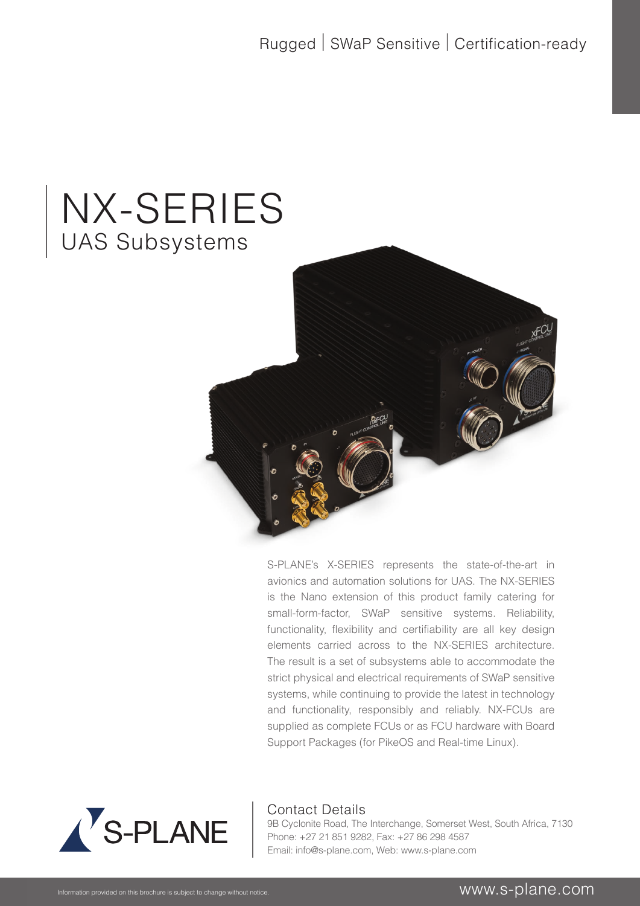Rugged | SWaP Sensitive | Certification-ready

# NX-SERIES

## UAS Subsystems

S-PLANE's X-SERIES represents the state-of-the-art in avionics and automation solutions for UAS. The NX-SERIES is the Nano extension of this product family catering for small-form-factor, SWaP sensitive systems. Reliability, functionality, flexibility and certifiability are all key design elements carried across to the NX-SERIES architecture. The result is a set of subsystems able to accommodate the strict physical and electrical requirements of SWaP sensitive systems, while continuing to provide the latest in technology and functionality, responsibly and reliably. NX-FCUs are supplied as complete FCUs or as FCU hardware with Board Support Packages (for PikeOS and Real-time Linux).

S-PLANE

### Contact Details

9B Cyclonite Road, The Interchange, Somerset West, South Africa, 7130
Phone: +27 21 851 9282, Fax: +27 86 298 4587
Email: info@s-plane.com, Web: www.s-plane.com

Information provided on this brochure is subject to change without notice.

www.s-plane.com